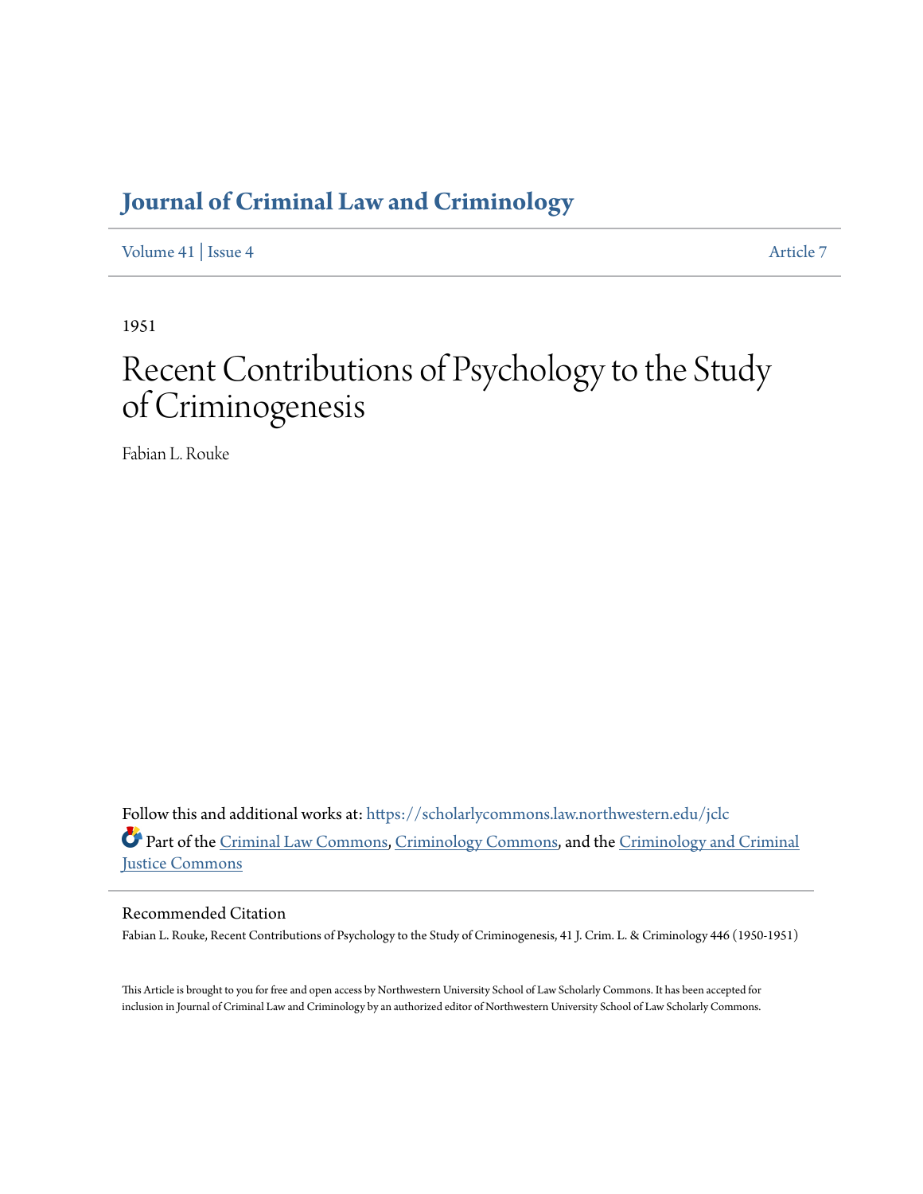# Journal of Criminal Law and Criminology

Volume 41 | Issue 4 Article 7

1951

# Recent Contributions of Psychology to the Study of Criminogenesis

Fabian L. Rouke

Follow this and additional works at: https://scholarlycommons.law.northwestern.edu/jclc

Part of the Criminal Law Commons, Criminology Commons, and the Criminology and Criminal Justice Commons

## Recommended Citation

Fabian L. Rouke, Recent Contributions of Psychology to the Study of Criminogenesis, 41 J. Crim. L. & Criminology 446 (1950-1951)

This Article is brought to you for free and open access by Northwestern University School of Law Scholarly Commons. It has been accepted for inclusion in Journal of Criminal Law and Criminology by an authorized editor of Northwestern University School of Law Scholarly Commons.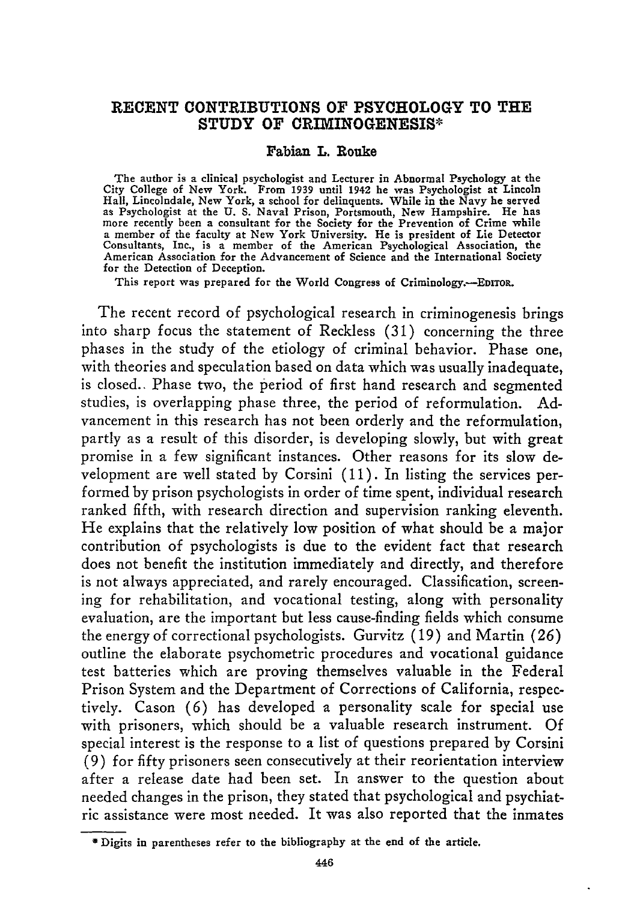## RECENT CONTRIBUTIONS OF PSYCHOLOGY TO THE STUDY OF CRIMINOGENESIS*

**Fabian L. Rouke**

The author is a clinical psychologist and Lecturer in Abnormal Psychology at the City College of New York. From 1939 until 1942 he was Psychologist at Lincoln Hall, Lincolndale, New York, a school for delinquents. While in the Navy he served as Psychologist at the U. S. Naval Prison, Portsmouth, New Hampshire. He has more recently been a consultant for the Society for the Prevention of Crime while a member of the faculty at New York University. He is president of Lie Detector Consultants, Inc., is a member of the American Psychological Association, the American Association for the Advancement of Science and the International Society for the Detection of Deception.

This report was prepared for the World Congress of Criminology.—EDITOR.

The recent record of psychological research in criminogenesis brings into sharp focus the statement of Reckless (31) concerning the three phases in the study of the etiology of criminal behavior. Phase one, with theories and speculation based on data which was usually inadequate, is closed. Phase two, the period of first hand research and segmented studies, is overlapping phase three, the period of reformulation. Advancement in this research has not been orderly and the reformulation, partly as a result of this disorder, is developing slowly, but with great promise in a few significant instances. Other reasons for its slow development are well stated by Corsini (11). In listing the services performed by prison psychologists in order of time spent, individual research ranked fifth, with research direction and supervision ranking eleventh. He explains that the relatively low position of what should be a major contribution of psychologists is due to the evident fact that research does not benefit the institution immediately and directly, and therefore is not always appreciated, and rarely encouraged. Classification, screening for rehabilitation, and vocational testing, along with personality evaluation, are the important but less cause-finding fields which consume the energy of correctional psychologists. Gurvitz (19) and Martin (26) outline the elaborate psychometric procedures and vocational guidance test batteries which are proving themselves valuable in the Federal Prison System and the Department of Corrections of California, respectively. Cason (6) has developed a personality scale for special use with prisoners, which should be a valuable research instrument. Of special interest is the response to a list of questions prepared by Corsini (9) for fifty prisoners seen consecutively at their reorientation interview after a release date had been set. In answer to the question about needed changes in the prison, they stated that psychological and psychiatric assistance were most needed. It was also reported that the inmates

* Digits in parentheses refer to the bibliography at the end of the article.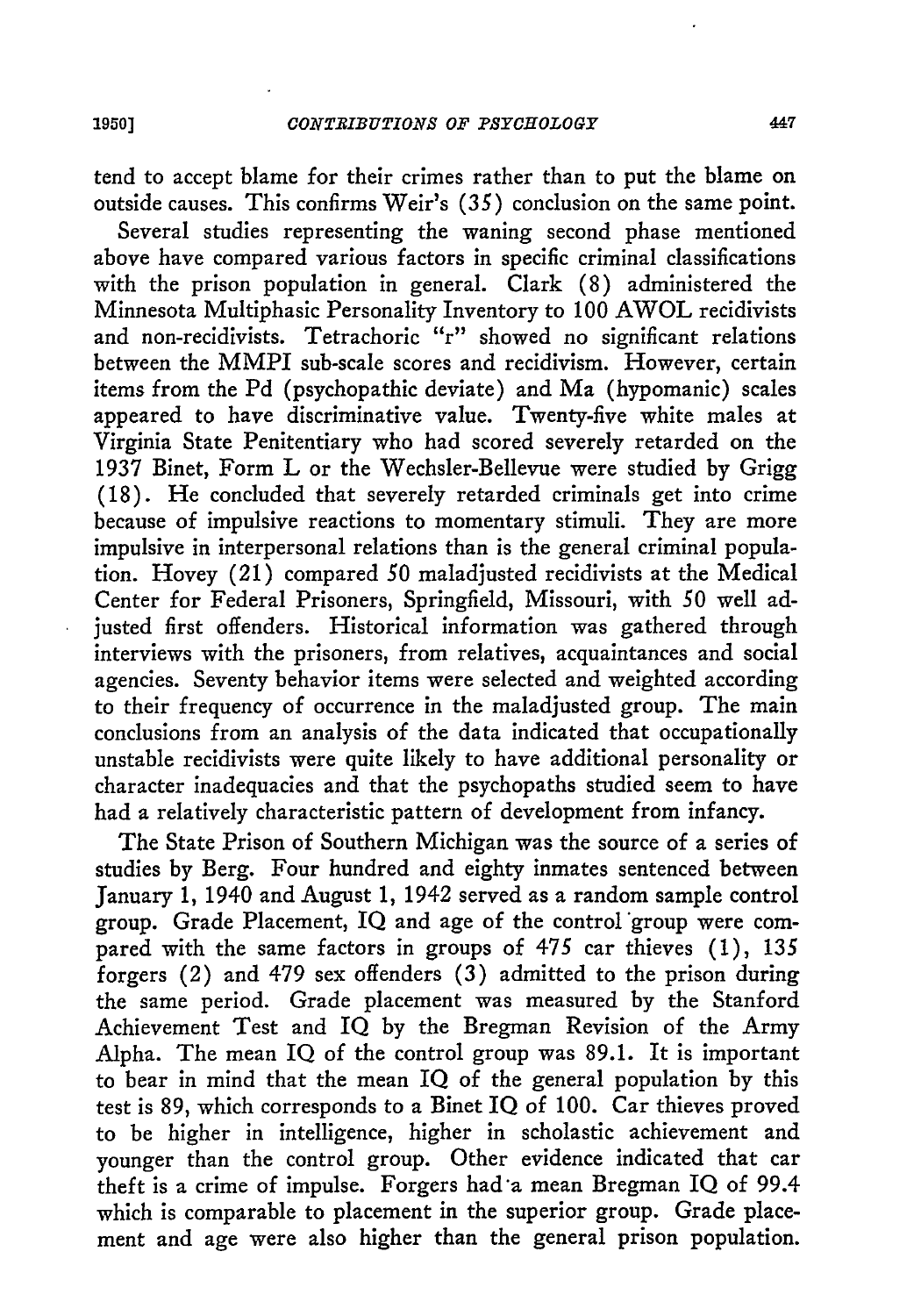tend to accept blame for their crimes rather than to put the blame on outside causes. This confirms Weir's (35) conclusion on the same point.

Several studies representing the waning second phase mentioned above have compared various factors in specific criminal classifications with the prison population in general. Clark (8) administered the Minnesota Multiphasic Personality Inventory to 100 AWOL recidivists and non-recidivists. Tetrachoric "r" showed no significant relations between the MMPI sub-scale scores and recidivism. However, certain items from the Pd (psychopathic deviate) and Ma (hypomanic) scales appeared to have discriminative value. Twenty-five white males at Virginia State Penitentiary who had scored severely retarded on the 1937 Binet, Form L or the Wechsler-Bellevue were studied by Grigg (18). He concluded that severely retarded criminals get into crime because of impulsive reactions to momentary stimuli. They are more impulsive in interpersonal relations than is the general criminal population. Hovey (21) compared 50 maladjusted recidivists at the Medical Center for Federal Prisoners, Springfield, Missouri, with 50 well adjusted first offenders. Historical information was gathered through interviews with the prisoners, from relatives, acquaintances and social agencies. Seventy behavior items were selected and weighted according to their frequency of occurrence in the maladjusted group. The main conclusions from an analysis of the data indicated that occupationally unstable recidivists were quite likely to have additional personality or character inadequacies and that the psychopaths studied seem to have had a relatively characteristic pattern of development from infancy.

The State Prison of Southern Michigan was the source of a series of studies by Berg. Four hundred and eighty inmates sentenced between January 1, 1940 and August 1, 1942 served as a random sample control group. Grade Placement, IQ and age of the control group were compared with the same factors in groups of 475 car thieves (1), 135 forgers (2) and 479 sex offenders (3) admitted to the prison during the same period. Grade placement was measured by the Stanford Achievement Test and IQ by the Bregman Revision of the Army Alpha. The mean IQ of the control group was 89.1. It is important to bear in mind that the mean IQ of the general population by this test is 89, which corresponds to a Binet IQ of 100. Car thieves proved to be higher in intelligence, higher in scholastic achievement and younger than the control group. Other evidence indicated that car theft is a crime of impulse. Forgers had a mean Bregman IQ of 99.4 which is comparable to placement in the superior group. Grade placement and age were also higher than the general prison population.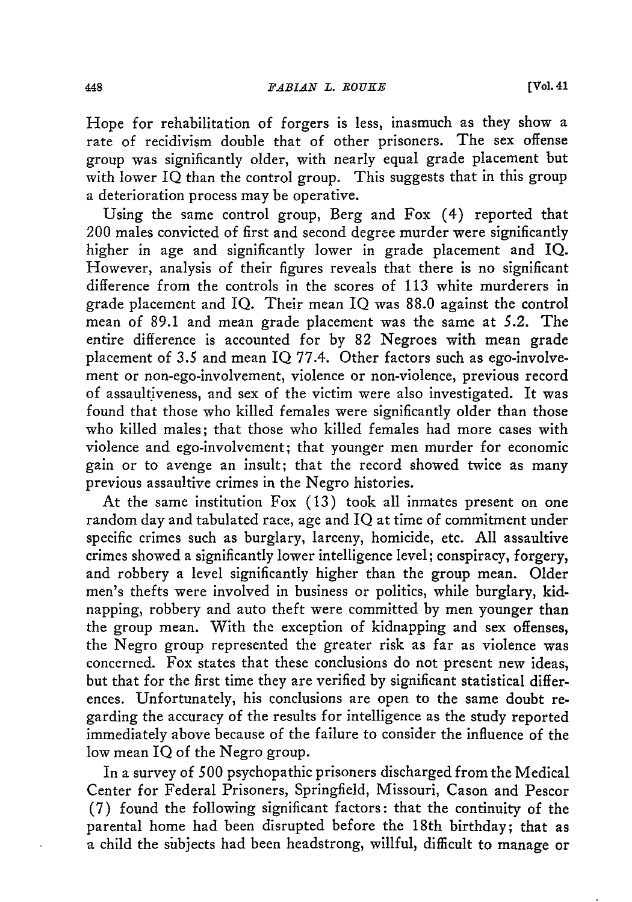Hope for rehabilitation of forgers is less, inasmuch as they show a rate of recidivism double that of other prisoners. The sex offense group was significantly older, with nearly equal grade placement but with lower IQ than the control group. This suggests that in this group a deterioration process may be operative.

Using the same control group, Berg and Fox (4) reported that 200 males convicted of first and second degree murder were significantly higher in age and significantly lower in grade placement and IQ. However, analysis of their figures reveals that there is no significant difference from the controls in the scores of 113 white murderers in grade placement and IQ. Their mean IQ was 88.0 against the control mean of 89.1 and mean grade placement was the same at 5.2. The entire difference is accounted for by 82 Negroes with mean grade placement of 3.5 and mean IQ 77.4. Other factors such as ego-involvement or non-ego-involvement, violence or non-violence, previous record of assaultiveness, and sex of the victim were also investigated. It was found that those who killed females were significantly older than those who killed males; that those who killed females had more cases with violence and ego-involvement; that younger men murder for economic gain or to avenge an insult; that the record showed twice as many previous assaultive crimes in the Negro histories.

At the same institution Fox (13) took all inmates present on one random day and tabulated race, age and IQ at time of commitment under specific crimes such as burglary, larceny, homicide, etc. All assaultive crimes showed a significantly lower intelligence level; conspiracy, forgery, and robbery a level significantly higher than the group mean. Older men's thefts were involved in business or politics, while burglary, kidnapping, robbery and auto theft were committed by men younger than the group mean. With the exception of kidnapping and sex offenses, the Negro group represented the greater risk as far as violence was concerned. Fox states that these conclusions do not present new ideas, but that for the first time they are verified by significant statistical differences. Unfortunately, his conclusions are open to the same doubt regarding the accuracy of the results for intelligence as the study reported immediately above because of the failure to consider the influence of the low mean IQ of the Negro group.

In a survey of 500 psychopathic prisoners discharged from the Medical Center for Federal Prisoners, Springfield, Missouri, Cason and Pescor (7) found the following significant factors: that the continuity of the parental home had been disrupted before the 18th birthday; that as a child the subjects had been headstrong, willful, difficult to manage or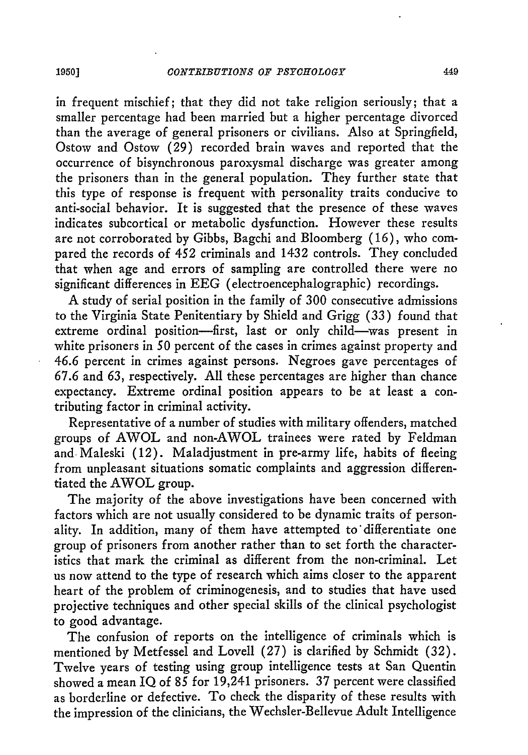in frequent mischief; that they did not take religion seriously; that a smaller percentage had been married but a higher percentage divorced than the average of general prisoners or civilians. Also at Springfield, Ostow and Ostow (29) recorded brain waves and reported that the occurrence of bisynchronous paroxysmal discharge was greater among the prisoners than in the general population. They further state that this type of response is frequent with personality traits conducive to anti-social behavior. It is suggested that the presence of these waves indicates subcortical or metabolic dysfunction. However these results are not corroborated by Gibbs, Bagchi and Bloomberg (16), who compared the records of 452 criminals and 1432 controls. They concluded that when age and errors of sampling are controlled there were no significant differences in EEG (electroencephalographic) recordings.

A study of serial position in the family of 300 consecutive admissions to the Virginia State Penitentiary by Shield and Grigg (33) found that extreme ordinal position—first, last or only child—was present in white prisoners in 50 percent of the cases in crimes against property and 46.6 percent in crimes against persons. Negroes gave percentages of 67.6 and 63, respectively. All these percentages are higher than chance expectancy. Extreme ordinal position appears to be at least a contributing factor in criminal activity.

Representative of a number of studies with military offenders, matched groups of AWOL and non-AWOL trainees were rated by Feldman and Maleski (12). Maladjustment in pre-army life, habits of fleeing from unpleasant situations somatic complaints and aggression differentiated the AWOL group.

The majority of the above investigations have been concerned with factors which are not usually considered to be dynamic traits of personality. In addition, many of them have attempted to differentiate one group of prisoners from another rather than to set forth the characteristics that mark the criminal as different from the non-criminal. Let us now attend to the type of research which aims closer to the apparent heart of the problem of criminogenesis, and to studies that have used projective techniques and other special skills of the clinical psychologist to good advantage.

The confusion of reports on the intelligence of criminals which is mentioned by Metfessel and Lovell (27) is clarified by Schmidt (32). Twelve years of testing using group intelligence tests at San Quentin showed a mean IQ of 85 for 19,241 prisoners. 37 percent were classified as borderline or defective. To check the disparity of these results with the impression of the clinicians, the Wechsler-Bellevue Adult Intelligence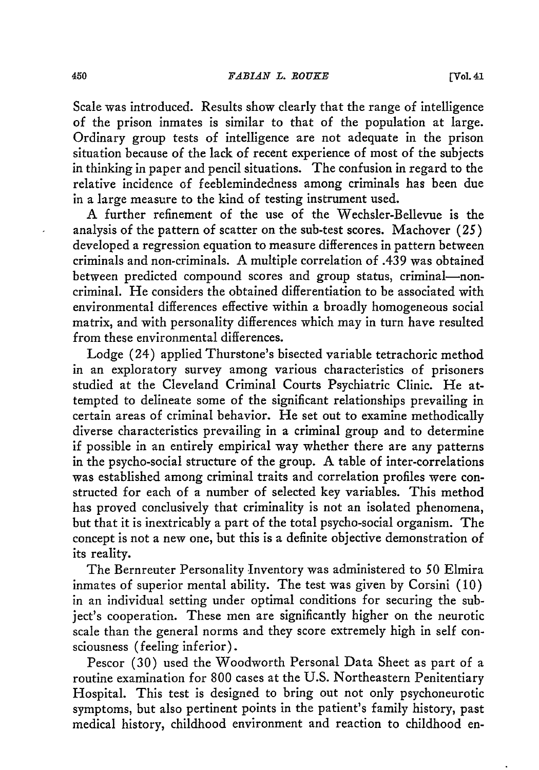Scale was introduced. Results show clearly that the range of intelligence of the prison inmates is similar to that of the population at large. Ordinary group tests of intelligence are not adequate in the prison situation because of the lack of recent experience of most of the subjects in thinking in paper and pencil situations. The confusion in regard to the relative incidence of feeblemindedness among criminals has been due in a large measure to the kind of testing instrument used.

A further refinement of the use of the Wechsler-Bellevue is the analysis of the pattern of scatter on the sub-test scores. Machover (25) developed a regression equation to measure differences in pattern between criminals and non-criminals. A multiple correlation of .439 was obtained between predicted compound scores and group status, criminal—non-criminal. He considers the obtained differentiation to be associated with environmental differences effective within a broadly homogeneous social matrix, and with personality differences which may in turn have resulted from these environmental differences.

Lodge (24) applied Thurstone's bisected variable tetrachoric method in an exploratory survey among various characteristics of prisoners studied at the Cleveland Criminal Courts Psychiatric Clinic. He attempted to delineate some of the significant relationships prevailing in certain areas of criminal behavior. He set out to examine methodically diverse characteristics prevailing in a criminal group and to determine if possible in an entirely empirical way whether there are any patterns in the psycho-social structure of the group. A table of inter-correlations was established among criminal traits and correlation profiles were constructed for each of a number of selected key variables. This method has proved conclusively that criminality is not an isolated phenomena, but that it is inextricably a part of the total psycho-social organism. The concept is not a new one, but this is a definite objective demonstration of its reality.

The Bernreuter Personality Inventory was administered to 50 Elmira inmates of superior mental ability. The test was given by Corsini (10) in an individual setting under optimal conditions for securing the subject's cooperation. These men are significantly higher on the neurotic scale than the general norms and they score extremely high in self consciousness (feeling inferior).

Pescor (30) used the Woodworth Personal Data Sheet as part of a routine examination for 800 cases at the U.S. Northeastern Penitentiary Hospital. This test is designed to bring out not only psychoneurotic symptoms, but also pertinent points in the patient's family history, past medical history, childhood environment and reaction to childhood en-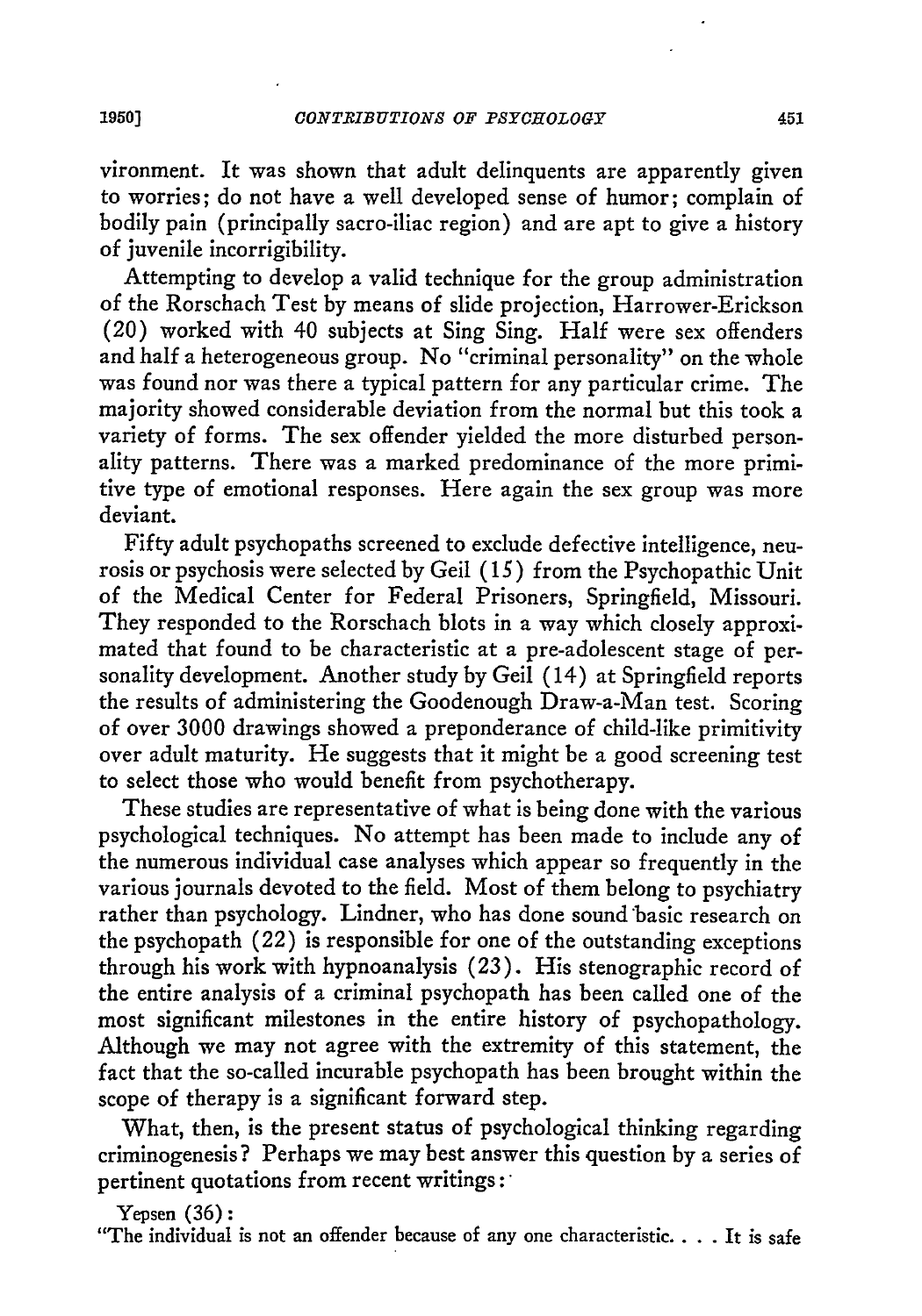vironment. It was shown that adult delinquents are apparently given to worries; do not have a well developed sense of humor; complain of bodily pain (principally sacro-iliac region) and are apt to give a history of juvenile incorrigibility.

Attempting to develop a valid technique for the group administration of the Rorschach Test by means of slide projection, Harrower-Erickson (20) worked with 40 subjects at Sing Sing. Half were sex offenders and half a heterogeneous group. No "criminal personality" on the whole was found nor was there a typical pattern for any particular crime. The majority showed considerable deviation from the normal but this took a variety of forms. The sex offender yielded the more disturbed personality patterns. There was a marked predominance of the more primitive type of emotional responses. Here again the sex group was more deviant.

Fifty adult psychopaths screened to exclude defective intelligence, neurosis or psychosis were selected by Geil (15) from the Psychopathic Unit of the Medical Center for Federal Prisoners, Springfield, Missouri. They responded to the Rorschach blots in a way which closely approximated that found to be characteristic at a pre-adolescent stage of personality development. Another study by Geil (14) at Springfield reports the results of administering the Goodenough Draw-a-Man test. Scoring of over 3000 drawings showed a preponderance of child-like primitivity over adult maturity. He suggests that it might be a good screening test to select those who would benefit from psychotherapy.

These studies are representative of what is being done with the various psychological techniques. No attempt has been made to include any of the numerous individual case analyses which appear so frequently in the various journals devoted to the field. Most of them belong to psychiatry rather than psychology. Lindner, who has done sound basic research on the psychopath (22) is responsible for one of the outstanding exceptions through his work with hypnoanalysis (23). His stenographic record of the entire analysis of a criminal psychopath has been called one of the most significant milestones in the entire history of psychopathology. Although we may not agree with the extremity of this statement, the fact that the so-called incurable psychopath has been brought within the scope of therapy is a significant forward step.

What, then, is the present status of psychological thinking regarding criminogenesis? Perhaps we may best answer this question by a series of pertinent quotations from recent writings:

Yepsen (36):

"The individual is not an offender because of any one characteristic. . . . It is safe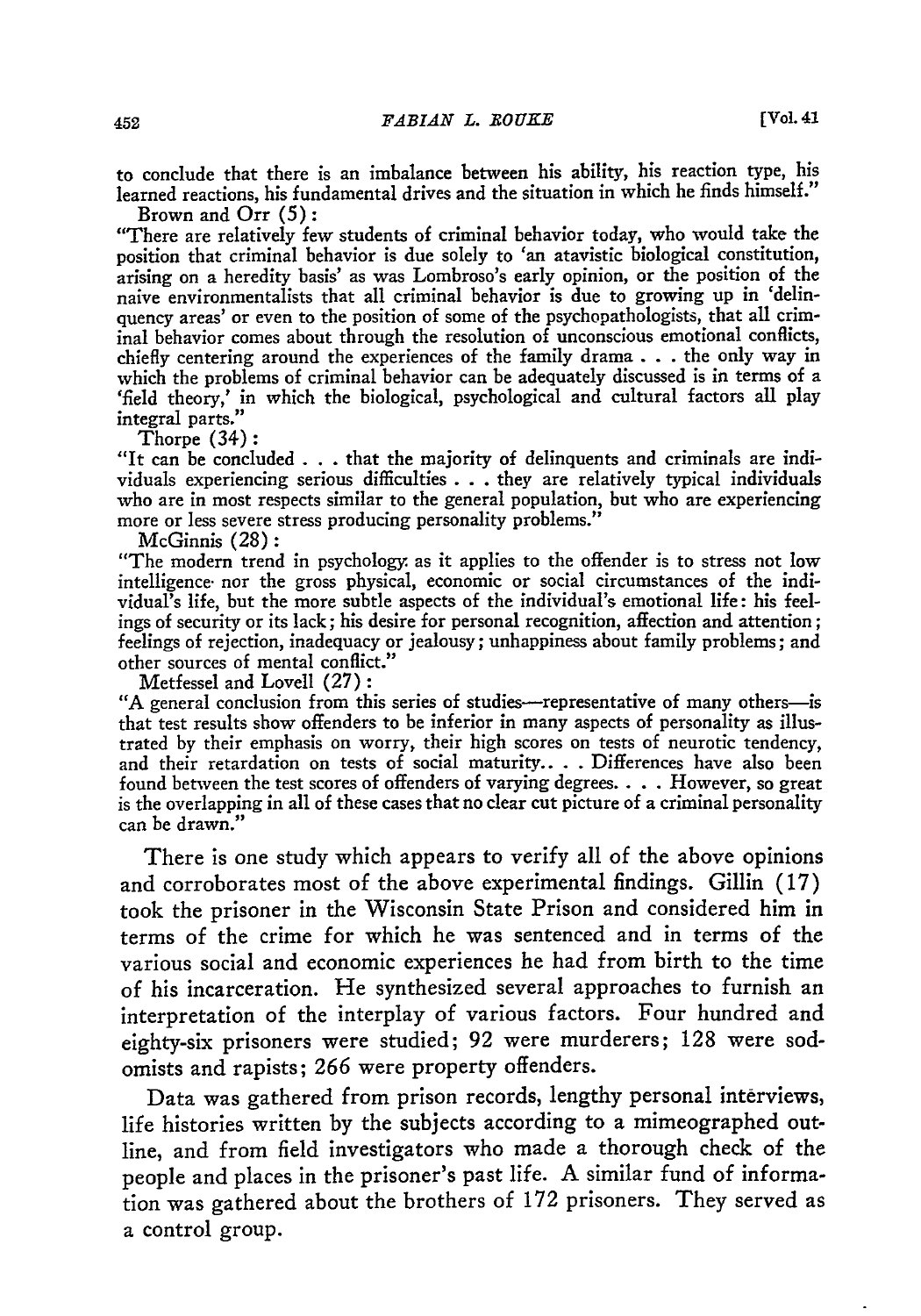to conclude that there is an imbalance between his ability, his reaction type, his learned reactions, his fundamental drives and the situation in which he finds himself."

Brown and Orr (5):

"There are relatively few students of criminal behavior today, who would take the position that criminal behavior is due solely to 'an atavistic biological constitution, arising on a heredity basis' as was Lombroso's early opinion, or the position of the naive environmentalists that all criminal behavior is due to growing up in 'delinquency areas' or even to the position of some of the psychopathologists, that all criminal behavior comes about through the resolution of unconscious emotional conflicts, chiefly centering around the experiences of the family drama . . . the only way in which the problems of criminal behavior can be adequately discussed is in terms of a 'field theory,' in which the biological, psychological and cultural factors all play integral parts."

Thorpe (34):

"It can be concluded . . . that the majority of delinquents and criminals are individuals experiencing serious difficulties . . . they are relatively typical individuals who are in most respects similar to the general population, but who are experiencing more or less severe stress producing personality problems."

McGinnis (28):

"The modern trend in psychology as it applies to the offender is to stress not low intelligence nor the gross physical, economic or social circumstances of the individual's life, but the more subtle aspects of the individual's emotional life: his feelings of security or its lack; his desire for personal recognition, affection and attention; feelings of rejection, inadequacy or jealousy; unhappiness about family problems; and other sources of mental conflict."

Metfessel and Lovell (27):

"A general conclusion from this series of studies—representative of many others—is that test results show offenders to be inferior in many aspects of personality as illustrated by their emphasis on worry, their high scores on tests of neurotic tendency, and their retardation on tests of social maturity.. . . Differences have also been found between the test scores of offenders of varying degrees. . . . However, so great is the overlapping in all of these cases that no clear cut picture of a criminal personality can be drawn."

There is one study which appears to verify all of the above opinions and corroborates most of the above experimental findings. Gillin (17) took the prisoner in the Wisconsin State Prison and considered him in terms of the crime for which he was sentenced and in terms of the various social and economic experiences he had from birth to the time of his incarceration. He synthesized several approaches to furnish an interpretation of the interplay of various factors. Four hundred and eighty-six prisoners were studied; 92 were murderers; 128 were sodomists and rapists; 266 were property offenders.

Data was gathered from prison records, lengthy personal interviews, life histories written by the subjects according to a mimeographed outline, and from field investigators who made a thorough check of the people and places in the prisoner's past life. A similar fund of information was gathered about the brothers of 172 prisoners. They served as a control group.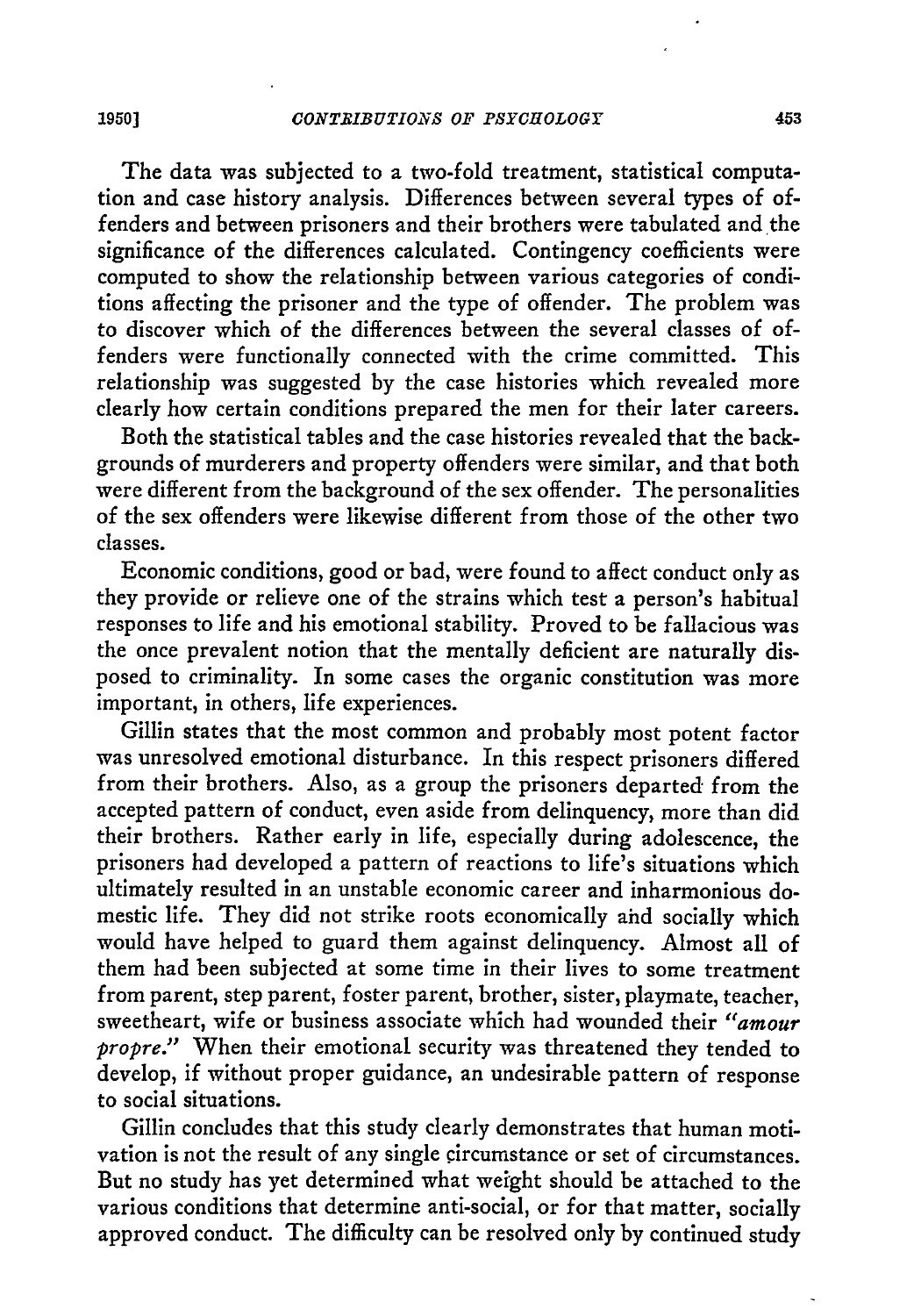The data was subjected to a two-fold treatment, statistical computation and case history analysis. Differences between several types of offenders and between prisoners and their brothers were tabulated and the significance of the differences calculated. Contingency coefficients were computed to show the relationship between various categories of conditions affecting the prisoner and the type of offender. The problem was to discover which of the differences between the several classes of offenders were functionally connected with the crime committed. This relationship was suggested by the case histories which revealed more clearly how certain conditions prepared the men for their later careers.

Both the statistical tables and the case histories revealed that the backgrounds of murderers and property offenders were similar, and that both were different from the background of the sex offender. The personalities of the sex offenders were likewise different from those of the other two classes.

Economic conditions, good or bad, were found to affect conduct only as they provide or relieve one of the strains which test a person's habitual responses to life and his emotional stability. Proved to be fallacious was the once prevalent notion that the mentally deficient are naturally disposed to criminality. In some cases the organic constitution was more important, in others, life experiences.

Gillin states that the most common and probably most potent factor was unresolved emotional disturbance. In this respect prisoners differed from their brothers. Also, as a group the prisoners departed from the accepted pattern of conduct, even aside from delinquency, more than did their brothers. Rather early in life, especially during adolescence, the prisoners had developed a pattern of reactions to life's situations which ultimately resulted in an unstable economic career and inharmonious domestic life. They did not strike roots economically and socially which would have helped to guard them against delinquency. Almost all of them had been subjected at some time in their lives to some treatment from parent, step parent, foster parent, brother, sister, playmate, teacher, sweetheart, wife or business associate which had wounded their *"amour propre."* When their emotional security was threatened they tended to develop, if without proper guidance, an undesirable pattern of response to social situations.

Gillin concludes that this study clearly demonstrates that human motivation is not the result of any single circumstance or set of circumstances. But no study has yet determined what weight should be attached to the various conditions that determine anti-social, or for that matter, socially approved conduct. The difficulty can be resolved only by continued study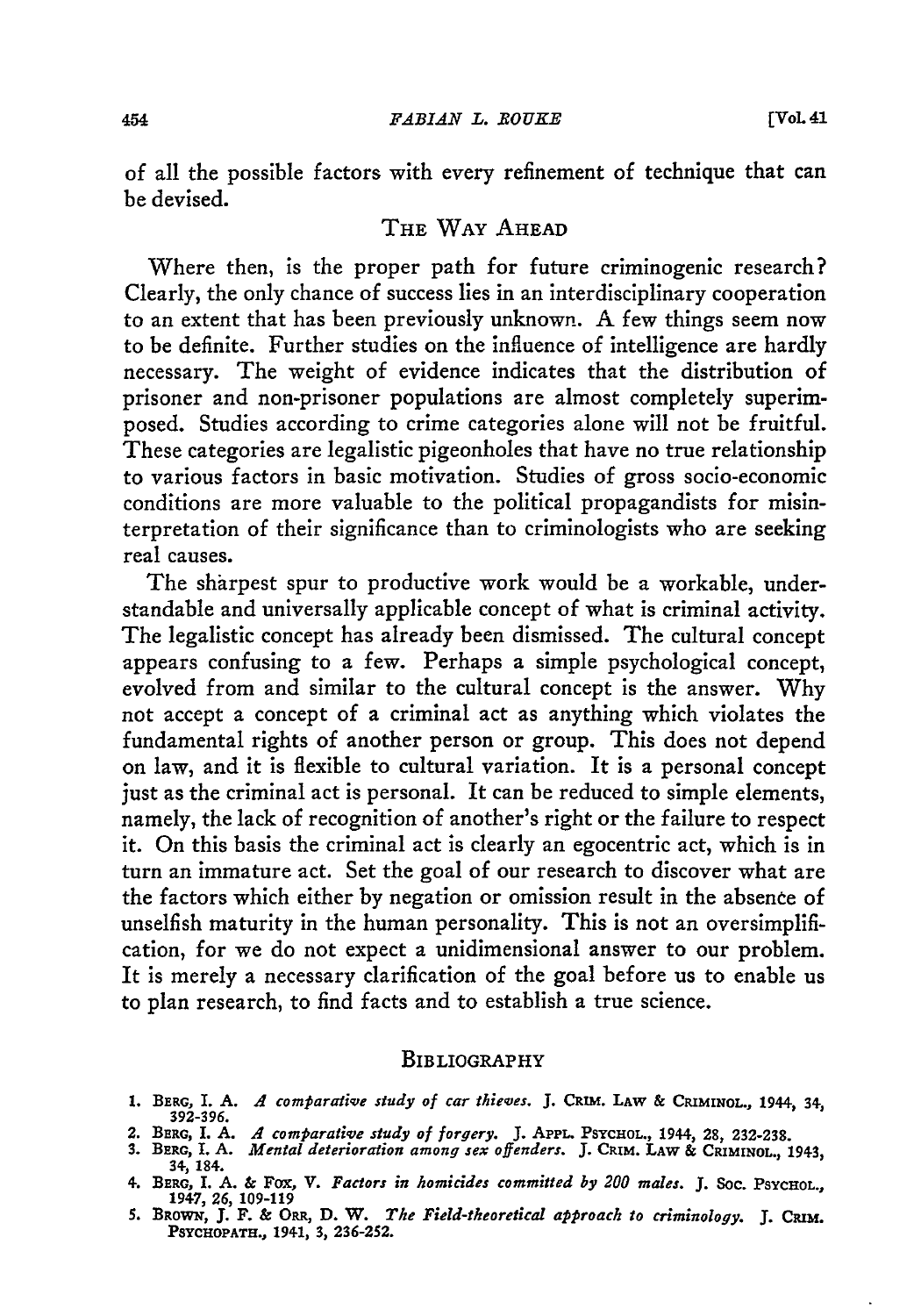of all the possible factors with every refinement of technique that can be devised.

## THE WAY AHEAD

Where then, is the proper path for future criminogenic research? Clearly, the only chance of success lies in an interdisciplinary cooperation to an extent that has been previously unknown. A few things seem now to be definite. Further studies on the influence of intelligence are hardly necessary. The weight of evidence indicates that the distribution of prisoner and non-prisoner populations are almost completely superimposed. Studies according to crime categories alone will not be fruitful. These categories are legalistic pigeonholes that have no true relationship to various factors in basic motivation. Studies of gross socio-economic conditions are more valuable to the political propagandists for misinterpretation of their significance than to criminologists who are seeking real causes.

The sharpest spur to productive work would be a workable, understandable and universally applicable concept of what is criminal activity. The legalistic concept has already been dismissed. The cultural concept appears confusing to a few. Perhaps a simple psychological concept, evolved from and similar to the cultural concept is the answer. Why not accept a concept of a criminal act as anything which violates the fundamental rights of another person or group. This does not depend on law, and it is flexible to cultural variation. It is a personal concept just as the criminal act is personal. It can be reduced to simple elements, namely, the lack of recognition of another's right or the failure to respect it. On this basis the criminal act is clearly an egocentric act, which is in turn an immature act. Set the goal of our research to discover what are the factors which either by negation or omission result in the absence of unselfish maturity in the human personality. This is not an oversimplification, for we do not expect a unidimensional answer to our problem. It is merely a necessary clarification of the goal before us to enable us to plan research, to find facts and to establish a true science.

## BIBLIOGRAPHY

1. BERG, I. A. *A comparative study of car thieves.* J. CRIM. LAW & CRIMINOL., 1944, 34, 392-396.
2. BERG, I. A. *A comparative study of forgery.* J. APPL. PSYCHOL., 1944, 28, 232-238.
3. BERG, I. A. *Mental deterioration among sex offenders.* J. CRIM. LAW & CRIMINOL., 1943, 34, 184.
4. BERG, I. A. & FOX, V. *Factors in homicides committed by 200 males.* J. SOC. PSYCHOL., 1947, 26, 109-119
5. BROWN, J. F. & ORR, D. W. *The Field-theoretical approach to criminology.* J. CRIM. PSYCHOPATH., 1941, 3, 236-252.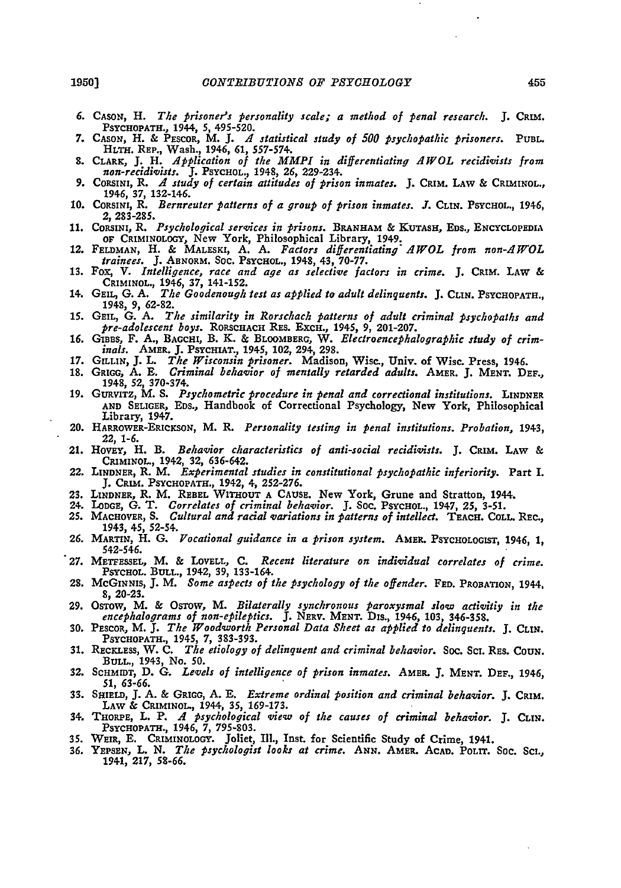6. Cason, H. *The prisoner's personality scale; a method of penal research.* J. Crim. Psychopath., 1944, 5, 495-520.
7. Cason, H. & Pescor, M. J. *A statistical study of 500 psychopathic prisoners.* Publ. Hlth. Rep., Wash., 1946, 61, 557-574.
8. Clark, J. H. *Application of the MMPI in differentiating AWOL recidivists from non-recidivists.* J. Psychol., 1948, 26, 229-234.
9. Corsini, R. *A study of certain attitudes of prison inmates.* J. Crim. Law & Criminol., 1946, 37, 132-146.
10. Corsini, R. *Bernreuter patterns of a group of prison inmates.* J. Clin. Psychol., 1946, 2, 283-285.
11. Corsini, R. *Psychological services in prisons.* Branham & Kutash, Eds., Encyclopedia of Criminology, New York, Philosophical Library, 1949.
12. Feldman, H. & Maleski, A. A. *Factors differentiating AWOL from non-AWOL trainees.* J. Abnorm. Soc. Psychol., 1948, 43, 70-77.
13. Fox, V. *Intelligence, race and age as selective factors in crime.* J. Crim. Law & Criminol., 1946, 37, 141-152.
14. Geil, G. A. *The Goodenough test as applied to adult delinquents.* J. Clin. Psychopath., 1948, 9, 62-82.
15. Geil, G. A. *The similarity in Rorschach patterns of adult criminal psychopaths and pre-adolescent boys.* Rorschach Res. Exch., 1945, 9, 201-207.
16. Gibbs, F. A., Bagchi, B. K. & Bloomberg, W. *Electroencephalographic study of criminals.* Amer. J. Psychiat., 1945, 102, 294, 298.
17. Gillin, J. L. *The Wisconsin prisoner.* Madison, Wisc., Univ. of Wisc. Press, 1946.
18. Grigg, A. E. *Criminal behavior of mentally retarded adults.* Amer. J. Ment. Def., 1948, 52, 370-374.
19. Gurvitz, M. S. *Psychometric procedure in penal and correctional institutions.* Lindner and Seliger, Eds., Handbook of Correctional Psychology, New York, Philosophical Library, 1947.
20. Harrower-Erickson, M. R. *Personality testing in penal institutions. Probation,* 1943, 22, 1-6.
21. Hovey, H. B. *Behavior characteristics of anti-social recidivists.* J. Crim. Law & Criminol., 1942, 32, 636-642.
22. Lindner, R. M. *Experimental studies in constitutional psychopathic inferiority.* Part I. J. Crim. Psychopath., 1942, 4, 252-276.
23. Lindner, R. M. Rebel Without a Cause. New York, Grune and Stratton, 1944.
24. Lodge, G. T. *Correlates of criminal behavior.* J. Soc. Psychol., 1947, 25, 3-51.
25. Machover, S. *Cultural and racial variations in patterns of intellect.* Teach. Coll. Rec., 1943, 45, 52-54.
26. Martin, H. G. *Vocational guidance in a prison system.* Amer. Psychologist, 1946, 1, 542-546.
27. Metfessel, M. & Lovell, C. *Recent literature on individual correlates of crime.* Psychol. Bull., 1942, 39, 133-164.
28. McGinnis, J. M. *Some aspects of the psychology of the offender.* Fed. Probation, 1944, 8, 20-23.
29. Ostow, M. & Ostow, M. *Bilaterally synchronous paroxysmal slow activitiy in the encephalograms of non-epileptics.* J. Nerv. Ment. Dis., 1946, 103, 346-358.
30. Pescor, M. J. *The Woodworth Personal Data Sheet as applied to delinquents.* J. Clin. Psychopath., 1945, 7, 383-393.
31. Reckless, W. C. *The etiology of delinquent and criminal behavior.* Soc. Sci. Res. Coun. Bull., 1943, No. 50.
32. Schmidt, D. G. *Levels of intelligence of prison inmates.* Amer. J. Ment. Def., 1946, 51, 63-66.
33. Shield, J. A. & Grigg, A. E. *Extreme ordinal position and criminal behavior.* J. Crim. Law & Criminol., 1944, 35, 169-173.
34. Thorpe, L. P. *A psychological view of the causes of criminal behavior.* J. Clin. Psychopath., 1946, 7, 795-803.
35. Weir, E. Criminology. Joliet, Ill., Inst. for Scientific Study of Crime, 1941.
36. Yepsen, L. N. *The psychologist looks at crime.* Ann. Amer. Acad. Polit. Soc. Sci., 1941, 217, 58-66.